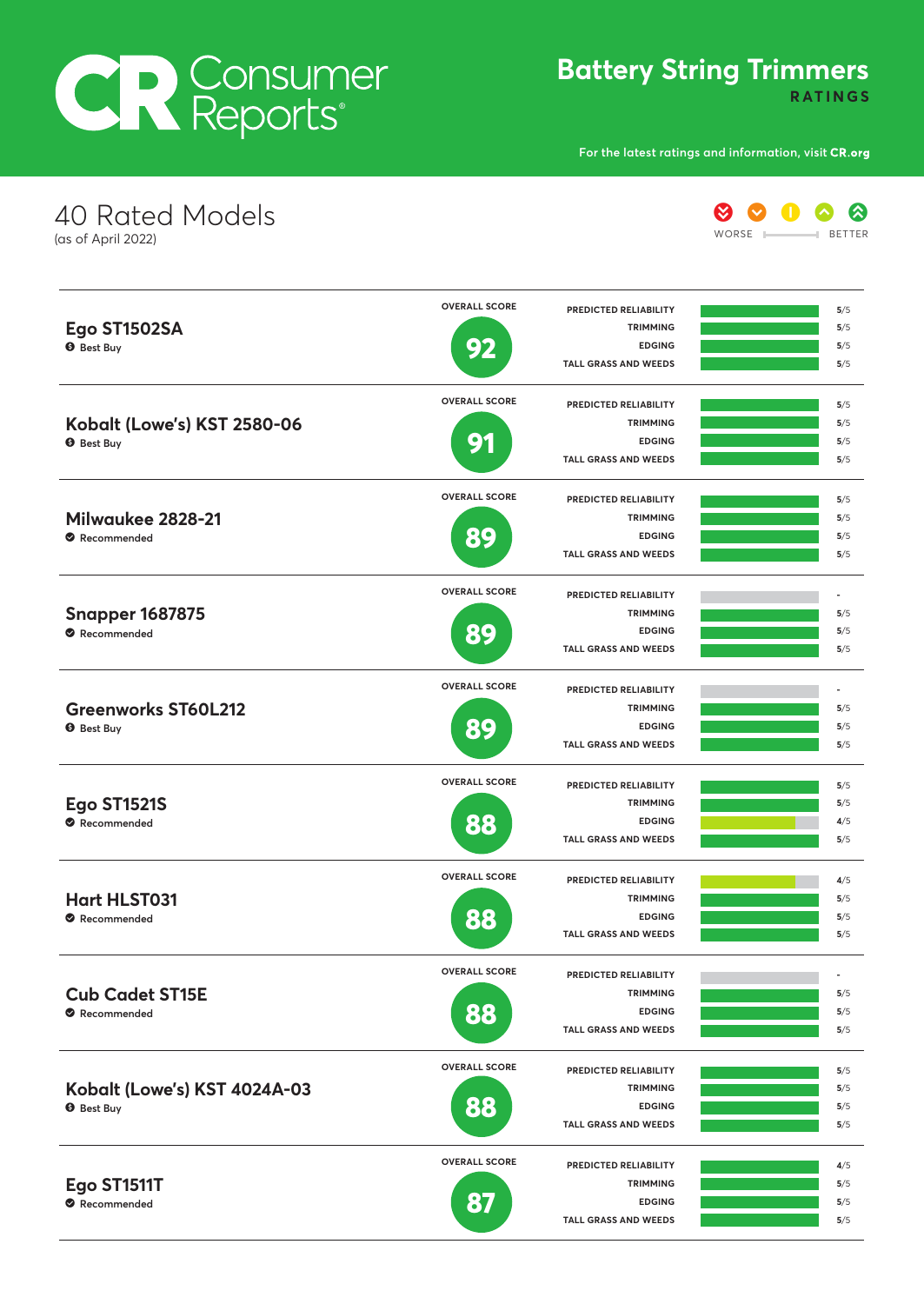# Consumer Reports

## Battery String Trimmers

**RATINGS**

For the latest ratings and information, visit **CR.org**

## 40 Rated Models

(as of April 2022)

WORSE — BETTER

| Model | Designation | Overall Score | Predicted Reliability | Trimming | Edging | Tall Grass and Weeds |
|---|---|---|---|---|---|---|
| **Ego ST1502SA** | Best Buy | 92 | 5/5 | 5/5 | 5/5 | 5/5 |
| **Kobalt (Lowe's) KST 2580-06** | Best Buy | 91 | 5/5 | 5/5 | 5/5 | 5/5 |
| **Milwaukee 2828-21** | Recommended | 89 | 5/5 | 5/5 | 5/5 | 5/5 |
| **Snapper 1687875** | Recommended | 89 | - | 5/5 | 5/5 | 5/5 |
| **Greenworks ST60L212** | Best Buy | 89 | - | 5/5 | 5/5 | 5/5 |
| **Ego ST1521S** | Recommended | 88 | 5/5 | 5/5 | 4/5 | 5/5 |
| **Hart HLST031** | Recommended | 88 | 4/5 | 5/5 | 5/5 | 5/5 |
| **Cub Cadet ST15E** | Recommended | 88 | - | 5/5 | 5/5 | 5/5 |
| **Kobalt (Lowe's) KST 4024A-03** | Best Buy | 88 | 5/5 | 5/5 | 5/5 | 5/5 |
| **Ego ST1511T** | Recommended | 87 | 4/5 | 5/5 | 5/5 | 5/5 |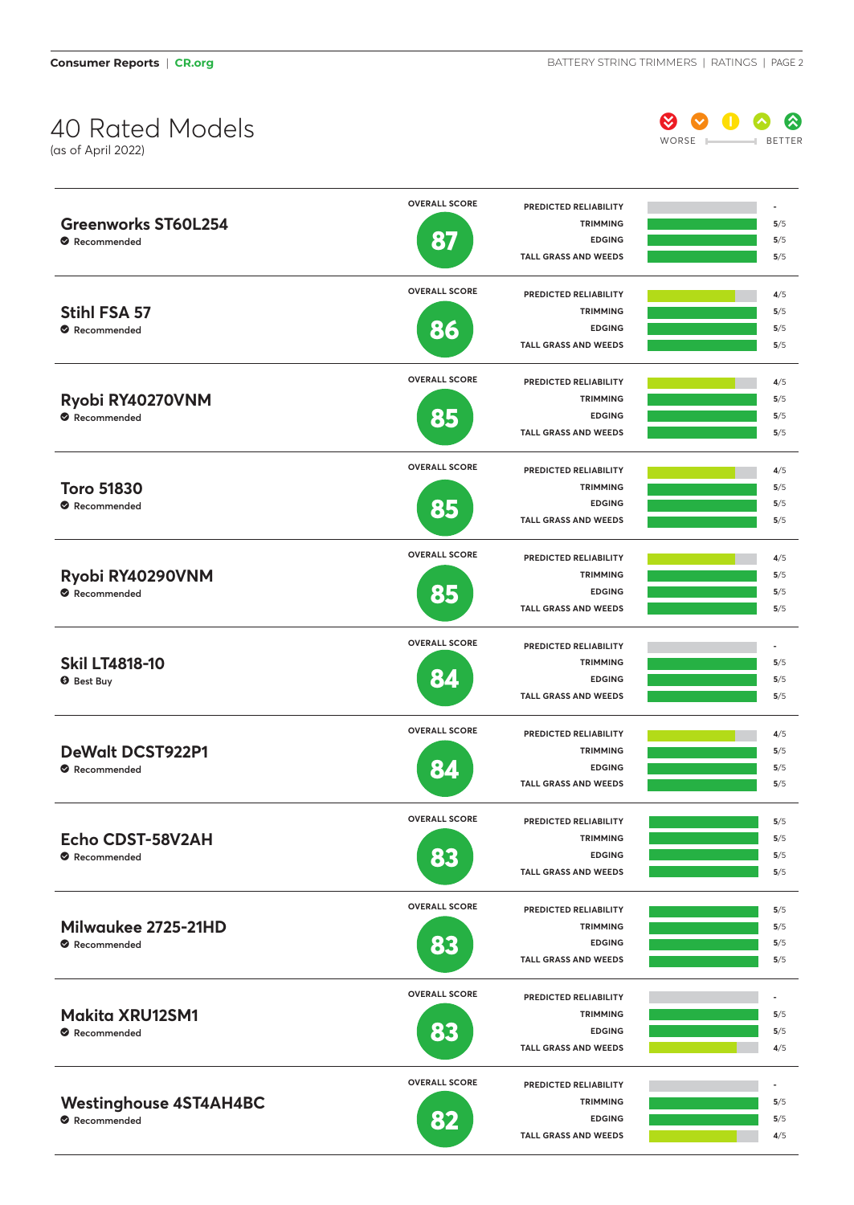# 40 Rated Models

(as of April 2022)

WORSE — BETTER

| Model | Overall Score | Predicted Reliability | Trimming | Edging | Tall Grass and Weeds |
|---|---|---|---|---|---|
| **Greenworks ST60L254** (Recommended) | 87 | - | 5/5 | 5/5 | 5/5 |
| **Stihl FSA 57** (Recommended) | 86 | 4/5 | 5/5 | 5/5 | 5/5 |
| **Ryobi RY40270VNM** (Recommended) | 85 | 4/5 | 5/5 | 5/5 | 5/5 |
| **Toro 51830** (Recommended) | 85 | 4/5 | 5/5 | 5/5 | 5/5 |
| **Ryobi RY40290VNM** (Recommended) | 85 | 4/5 | 5/5 | 5/5 | 5/5 |
| **Skil LT4818-10** (Best Buy) | 84 | - | 5/5 | 5/5 | 5/5 |
| **DeWalt DCST922P1** (Recommended) | 84 | 4/5 | 5/5 | 5/5 | 5/5 |
| **Echo CDST-58V2AH** (Recommended) | 83 | 5/5 | 5/5 | 5/5 | 5/5 |
| **Milwaukee 2725-21HD** (Recommended) | 83 | 5/5 | 5/5 | 5/5 | 5/5 |
| **Makita XRU12SM1** (Recommended) | 83 | - | 5/5 | 5/5 | 4/5 |
| **Westinghouse 4ST4AH4BC** (Recommended) | 82 | - | 5/5 | 5/5 | 4/5 |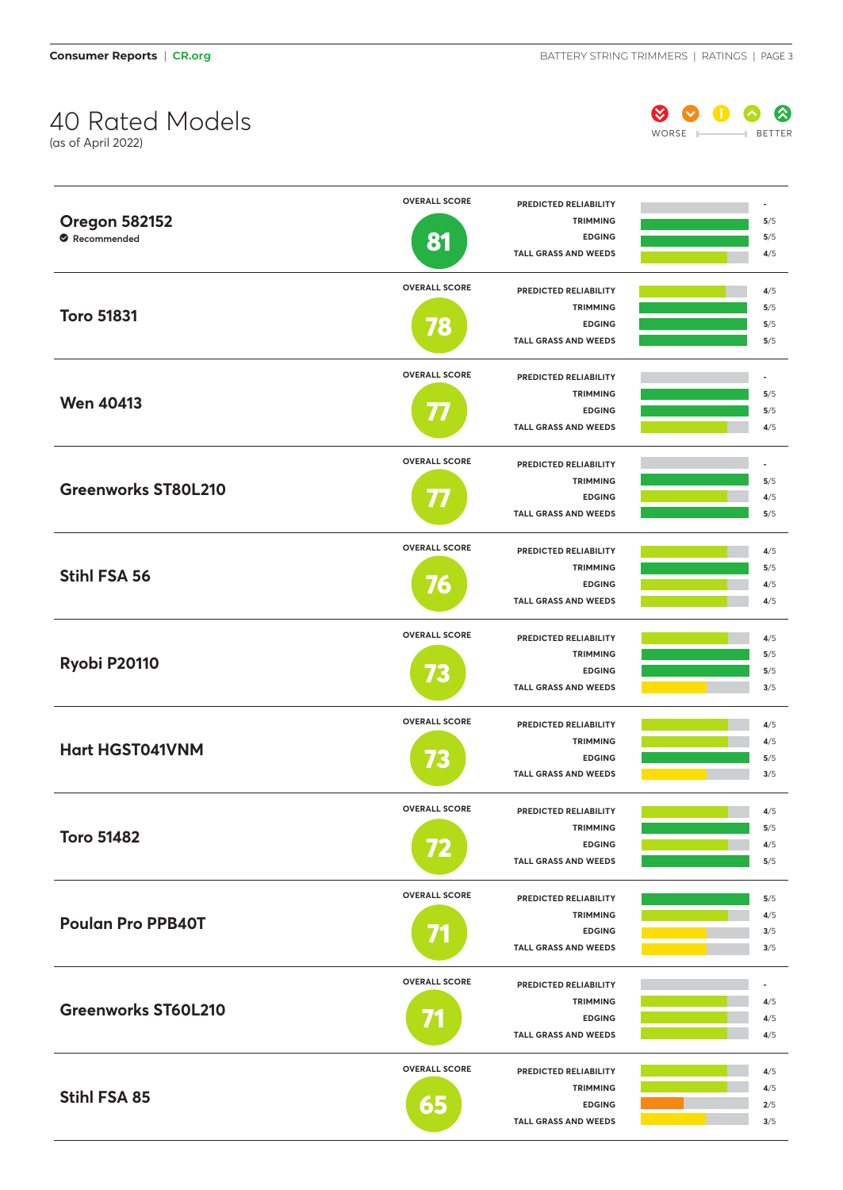# 40 Rated Models

(as of April 2022)

WORSE — BETTER

| Model | Overall Score | Predicted Reliability | Trimming | Edging | Tall Grass and Weeds |
|---|---|---|---|---|---|
| **Oregon 582152** (Recommended) | 81 | - | 5/5 | 5/5 | 4/5 |
| **Toro 51831** | 78 | 4/5 | 5/5 | 5/5 | 5/5 |
| **Wen 40413** | 77 | - | 5/5 | 5/5 | 4/5 |
| **Greenworks ST80L210** | 77 | - | 5/5 | 4/5 | 5/5 |
| **Stihl FSA 56** | 76 | 4/5 | 5/5 | 4/5 | 4/5 |
| **Ryobi P20110** | 73 | 4/5 | 5/5 | 5/5 | 3/5 |
| **Hart HGST041VNM** | 73 | 4/5 | 4/5 | 5/5 | 3/5 |
| **Toro 51482** | 72 | 4/5 | 5/5 | 4/5 | 5/5 |
| **Poulan Pro PPB40T** | 71 | 5/5 | 4/5 | 3/5 | 3/5 |
| **Greenworks ST60L210** | 71 | - | 4/5 | 4/5 | 4/5 |
| **Stihl FSA 85** | 65 | 4/5 | 4/5 | 2/5 | 3/5 |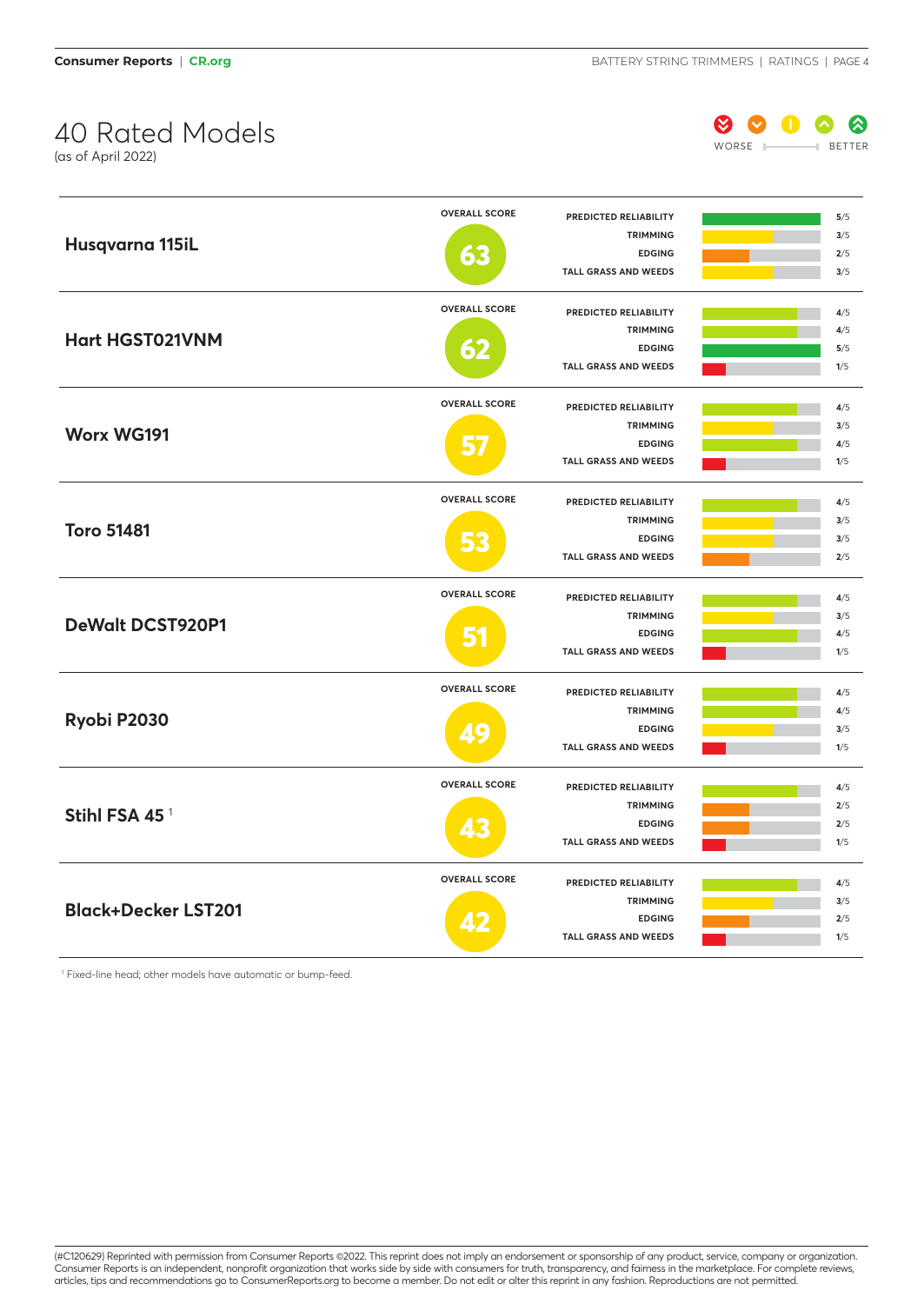# 40 Rated Models

(as of April 2022)

WORSE — BETTER

| Model | Overall Score | Predicted Reliability | Trimming | Edging | Tall Grass and Weeds |
|---|---|---|---|---|---|
| Husqvarna 115iL | 63 | 5/5 | 3/5 | 2/5 | 3/5 |
| Hart HGST021VNM | 62 | 4/5 | 4/5 | 5/5 | 1/5 |
| Worx WG191 | 57 | 4/5 | 3/5 | 4/5 | 1/5 |
| Toro 51481 | 53 | 4/5 | 3/5 | 3/5 | 2/5 |
| DeWalt DCST920P1 | 51 | 4/5 | 3/5 | 4/5 | 1/5 |
| Ryobi P2030 | 49 | 4/5 | 4/5 | 3/5 | 1/5 |
| Stihl FSA 45 [1] | 43 | 4/5 | 2/5 | 2/5 | 1/5 |
| Black+Decker LST201 | 42 | 4/5 | 3/5 | 2/5 | 1/5 |

[1] Fixed-line head; other models have automatic or bump-feed.

(#C120629) Reprinted with permission from Consumer Reports ©2022. This reprint does not imply an endorsement or sponsorship of any product, service, company or organization. Consumer Reports is an independent, nonprofit organization that works side by side with consumers for truth, transparency, and fairness in the marketplace. For complete reviews, articles, tips and recommendations go to ConsumerReports.org to become a member. Do not edit or alter this reprint in any fashion. Reproductions are not permitted.